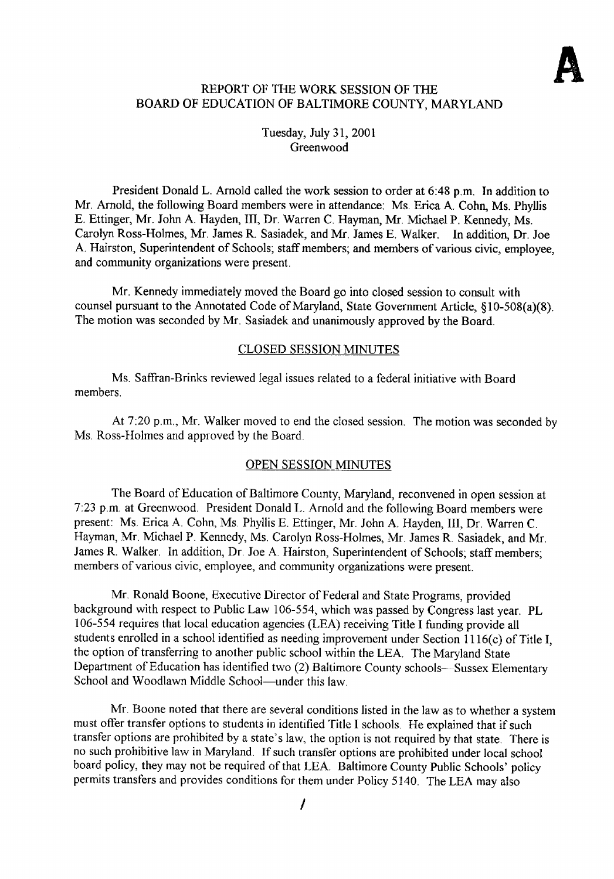**A**

# REPORT OF THE WORK SESSION OF THE BOARD OF EDUCATION OF BALTIMORE COUNTY, MARYLAND

Tuesday, July 31, 2001
Greenwood

President Donald L. Arnold called the work session to order at 6:48 p.m. In addition to Mr. Arnold, the following Board members were in attendance: Ms. Erica A. Cohn, Ms. Phyllis E. Ettinger, Mr. John A. Hayden, III, Dr. Warren C. Hayman, Mr. Michael P. Kennedy, Ms. Carolyn Ross-Holmes, Mr. James R. Sasiadek, and Mr. James E. Walker. In addition, Dr. Joe A. Hairston, Superintendent of Schools; staff members; and members of various civic, employee, and community organizations were present.

Mr. Kennedy immediately moved the Board go into closed session to consult with counsel pursuant to the Annotated Code of Maryland, State Government Article, §10-508(a)(8). The motion was seconded by Mr. Sasiadek and unanimously approved by the Board.

## CLOSED SESSION MINUTES

Ms. Saffran-Brinks reviewed legal issues related to a federal initiative with Board members.

At 7:20 p.m., Mr. Walker moved to end the closed session. The motion was seconded by Ms. Ross-Holmes and approved by the Board.

## OPEN SESSION MINUTES

The Board of Education of Baltimore County, Maryland, reconvened in open session at 7:23 p.m. at Greenwood. President Donald L. Arnold and the following Board members were present: Ms. Erica A. Cohn, Ms. Phyllis E. Ettinger, Mr. John A. Hayden, III, Dr. Warren C. Hayman, Mr. Michael P. Kennedy, Ms. Carolyn Ross-Holmes, Mr. James R. Sasiadek, and Mr. James R. Walker. In addition, Dr. Joe A. Hairston, Superintendent of Schools; staff members; members of various civic, employee, and community organizations were present.

Mr. Ronald Boone, Executive Director of Federal and State Programs, provided background with respect to Public Law 106-554, which was passed by Congress last year. PL 106-554 requires that local education agencies (LEA) receiving Title I funding provide all students enrolled in a school identified as needing improvement under Section 1116(c) of Title I, the option of transferring to another public school within the LEA. The Maryland State Department of Education has identified two (2) Baltimore County schools—Sussex Elementary School and Woodlawn Middle School—under this law.

Mr. Boone noted that there are several conditions listed in the law as to whether a system must offer transfer options to students in identified Title I schools. He explained that if such transfer options are prohibited by a state's law, the option is not required by that state. There is no such prohibitive law in Maryland. If such transfer options are prohibited under local school board policy, they may not be required of that LEA. Baltimore County Public Schools' policy permits transfers and provides conditions for them under Policy 5140. The LEA may also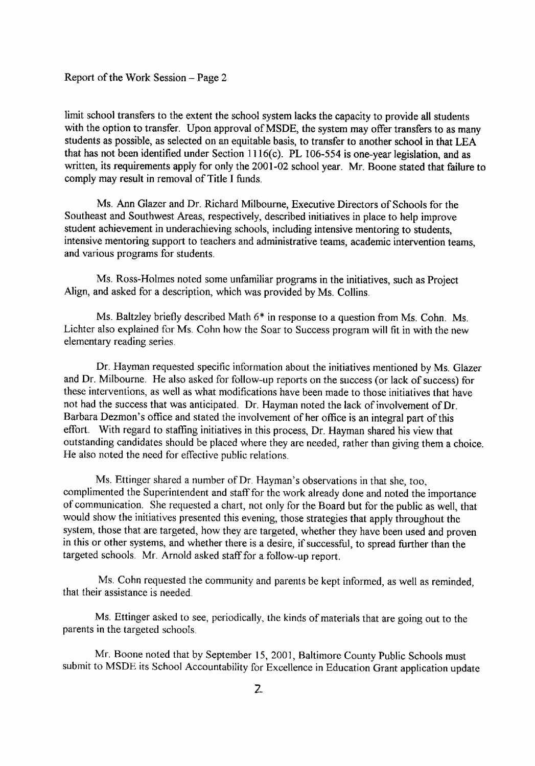limit school transfers to the extent the school system lacks the capacity to provide all students with the option to transfer. Upon approval of MSDE, the system may offer transfers to as many students as possible, as selected on an equitable basis, to transfer to another school in that LEA that has not been identified under Section 1116(c). PL 106-554 is one-year legislation, and as written, its requirements apply for only the 2001-02 school year. Mr. Boone stated that failure to comply may result in removal of Title I funds.

Ms. Ann Glazer and Dr. Richard Milbourne, Executive Directors of Schools for the Southeast and Southwest Areas, respectively, described initiatives in place to help improve student achievement in underachieving schools, including intensive mentoring to students, intensive mentoring support to teachers and administrative teams, academic intervention teams, and various programs for students.

Ms. Ross-Holmes noted some unfamiliar programs in the initiatives, such as Project Align, and asked for a description, which was provided by Ms. Collins.

Ms. Baltzley briefly described Math 6* in response to a question from Ms. Cohn. Ms. Lichter also explained for Ms. Cohn how the Soar to Success program will fit in with the new elementary reading series.

Dr. Hayman requested specific information about the initiatives mentioned by Ms. Glazer and Dr. Milbourne. He also asked for follow-up reports on the success (or lack of success) for these interventions, as well as what modifications have been made to those initiatives that have not had the success that was anticipated. Dr. Hayman noted the lack of involvement of Dr. Barbara Dezmon's office and stated the involvement of her office is an integral part of this effort. With regard to staffing initiatives in this process, Dr. Hayman shared his view that outstanding candidates should be placed where they are needed, rather than giving them a choice. He also noted the need for effective public relations.

Ms. Ettinger shared a number of Dr. Hayman's observations in that she, too, complimented the Superintendent and staff for the work already done and noted the importance of communication. She requested a chart, not only for the Board but for the public as well, that would show the initiatives presented this evening, those strategies that apply throughout the system, those that are targeted, how they are targeted, whether they have been used and proven in this or other systems, and whether there is a desire, if successful, to spread further than the targeted schools. Mr. Arnold asked staff for a follow-up report.

Ms. Cohn requested the community and parents be kept informed, as well as reminded, that their assistance is needed.

Ms. Ettinger asked to see, periodically, the kinds of materials that are going out to the parents in the targeted schools.

Mr. Boone noted that by September 15, 2001, Baltimore County Public Schools must submit to MSDE its School Accountability for Excellence in Education Grant application update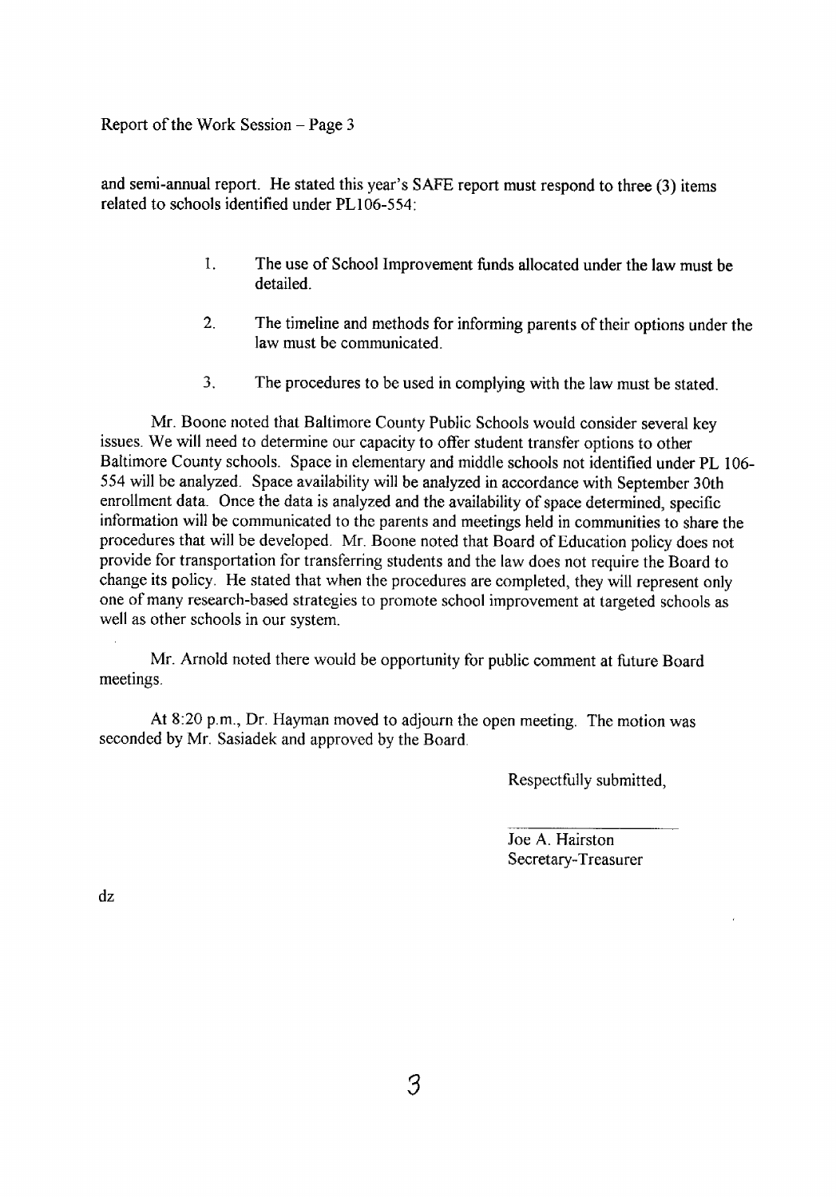and semi-annual report. He stated this year's SAFE report must respond to three (3) items related to schools identified under PL106-554:

1. The use of School Improvement funds allocated under the law must be detailed.

2. The timeline and methods for informing parents of their options under the law must be communicated.

3. The procedures to be used in complying with the law must be stated.

Mr. Boone noted that Baltimore County Public Schools would consider several key issues. We will need to determine our capacity to offer student transfer options to other Baltimore County schools. Space in elementary and middle schools not identified under PL 106-554 will be analyzed. Space availability will be analyzed in accordance with September 30th enrollment data. Once the data is analyzed and the availability of space determined, specific information will be communicated to the parents and meetings held in communities to share the procedures that will be developed. Mr. Boone noted that Board of Education policy does not provide for transportation for transferring students and the law does not require the Board to change its policy. He stated that when the procedures are completed, they will represent only one of many research-based strategies to promote school improvement at targeted schools as well as other schools in our system.

Mr. Arnold noted there would be opportunity for public comment at future Board meetings.

At 8:20 p.m., Dr. Hayman moved to adjourn the open meeting. The motion was seconded by Mr. Sasiadek and approved by the Board.

Respectfully submitted,

Joe A. Hairston
Secretary-Treasurer

dz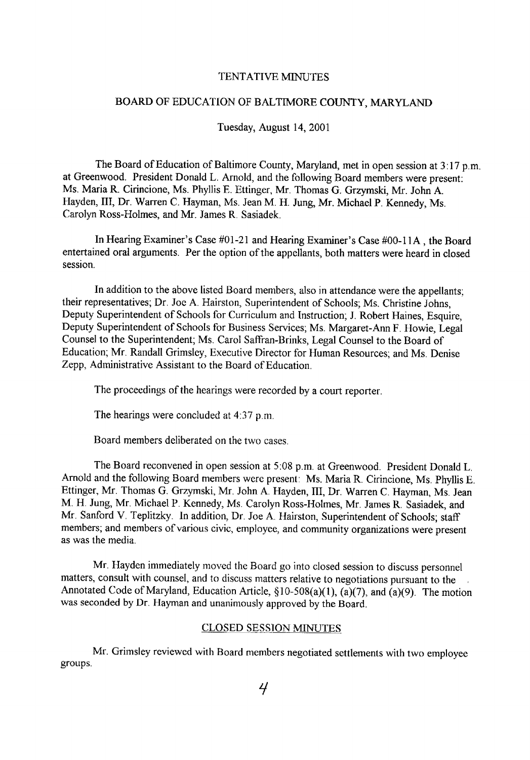TENTATIVE MINUTES

BOARD OF EDUCATION OF BALTIMORE COUNTY, MARYLAND

Tuesday, August 14, 2001

The Board of Education of Baltimore County, Maryland, met in open session at 3:17 p.m. at Greenwood. President Donald L. Arnold, and the following Board members were present: Ms. Maria R. Cirincione, Ms. Phyllis E. Ettinger, Mr. Thomas G. Grzymski, Mr. John A. Hayden, III, Dr. Warren C. Hayman, Ms. Jean M. H. Jung, Mr. Michael P. Kennedy, Ms. Carolyn Ross-Holmes, and Mr. James R. Sasiadek.

In Hearing Examiner's Case #01-21 and Hearing Examiner's Case #00-11A , the Board entertained oral arguments. Per the option of the appellants, both matters were heard in closed session.

In addition to the above listed Board members, also in attendance were the appellants; their representatives; Dr. Joe A. Hairston, Superintendent of Schools; Ms. Christine Johns, Deputy Superintendent of Schools for Curriculum and Instruction; J. Robert Haines, Esquire, Deputy Superintendent of Schools for Business Services; Ms. Margaret-Ann F. Howie, Legal Counsel to the Superintendent; Ms. Carol Saffran-Brinks, Legal Counsel to the Board of Education; Mr. Randall Grimsley, Executive Director for Human Resources; and Ms. Denise Zepp, Administrative Assistant to the Board of Education.

The proceedings of the hearings were recorded by a court reporter.

The hearings were concluded at 4:37 p.m.

Board members deliberated on the two cases.

The Board reconvened in open session at 5:08 p.m. at Greenwood. President Donald L. Arnold and the following Board members were present: Ms. Maria R. Cirincione, Ms. Phyllis E. Ettinger, Mr. Thomas G. Grzymski, Mr. John A. Hayden, III, Dr. Warren C. Hayman, Ms. Jean M. H. Jung, Mr. Michael P. Kennedy, Ms. Carolyn Ross-Holmes, Mr. James R. Sasiadek, and Mr. Sanford V. Teplitzky. In addition, Dr. Joe A. Hairston, Superintendent of Schools; staff members; and members of various civic, employee, and community organizations were present as was the media.

Mr. Hayden immediately moved the Board go into closed session to discuss personnel matters, consult with counsel, and to discuss matters relative to negotiations pursuant to the Annotated Code of Maryland, Education Article, §10-508(a)(1), (a)(7), and (a)(9). The motion was seconded by Dr. Hayman and unanimously approved by the Board.

## CLOSED SESSION MINUTES

Mr. Grimsley reviewed with Board members negotiated settlements with two employee groups.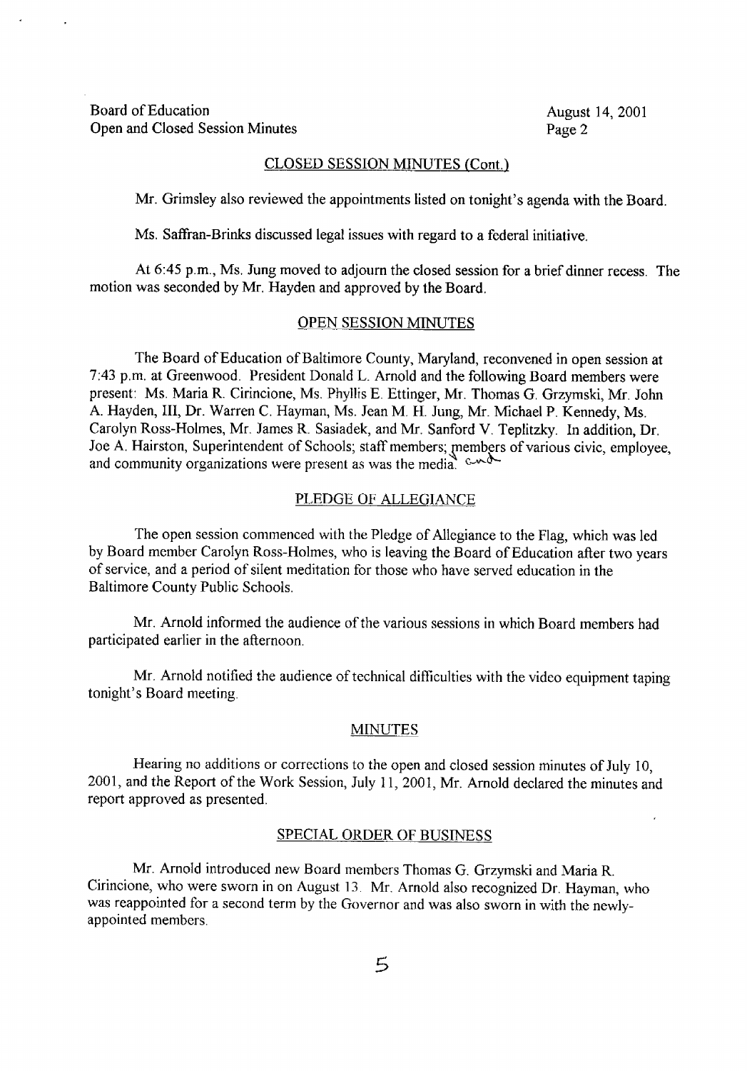## CLOSED SESSION MINUTES (Cont.)

Mr. Grimsley also reviewed the appointments listed on tonight's agenda with the Board.

Ms. Saffran-Brinks discussed legal issues with regard to a federal initiative.

At 6:45 p.m., Ms. Jung moved to adjourn the closed session for a brief dinner recess. The motion was seconded by Mr. Hayden and approved by the Board.

## OPEN SESSION MINUTES

The Board of Education of Baltimore County, Maryland, reconvened in open session at 7:43 p.m. at Greenwood. President Donald L. Arnold and the following Board members were present: Ms. Maria R. Cirincione, Ms. Phyllis E. Ettinger, Mr. Thomas G. Grzymski, Mr. John A. Hayden, III, Dr. Warren C. Hayman, Ms. Jean M. H. Jung, Mr. Michael P. Kennedy, Ms. Carolyn Ross-Holmes, Mr. James R. Sasiadek, and Mr. Sanford V. Teplitzky. In addition, Dr. Joe A. Hairston, Superintendent of Schools; staff members; members of various civic, employee, and community organizations were present as was the media. and

## PLEDGE OF ALLEGIANCE

The open session commenced with the Pledge of Allegiance to the Flag, which was led by Board member Carolyn Ross-Holmes, who is leaving the Board of Education after two years of service, and a period of silent meditation for those who have served education in the Baltimore County Public Schools.

Mr. Arnold informed the audience of the various sessions in which Board members had participated earlier in the afternoon.

Mr. Arnold notified the audience of technical difficulties with the video equipment taping tonight's Board meeting.

## MINUTES

Hearing no additions or corrections to the open and closed session minutes of July 10, 2001, and the Report of the Work Session, July 11, 2001, Mr. Arnold declared the minutes and report approved as presented.

## SPECIAL ORDER OF BUSINESS

Mr. Arnold introduced new Board members Thomas G. Grzymski and Maria R. Cirincione, who were sworn in on August 13. Mr. Arnold also recognized Dr. Hayman, who was reappointed for a second term by the Governor and was also sworn in with the newly-appointed members.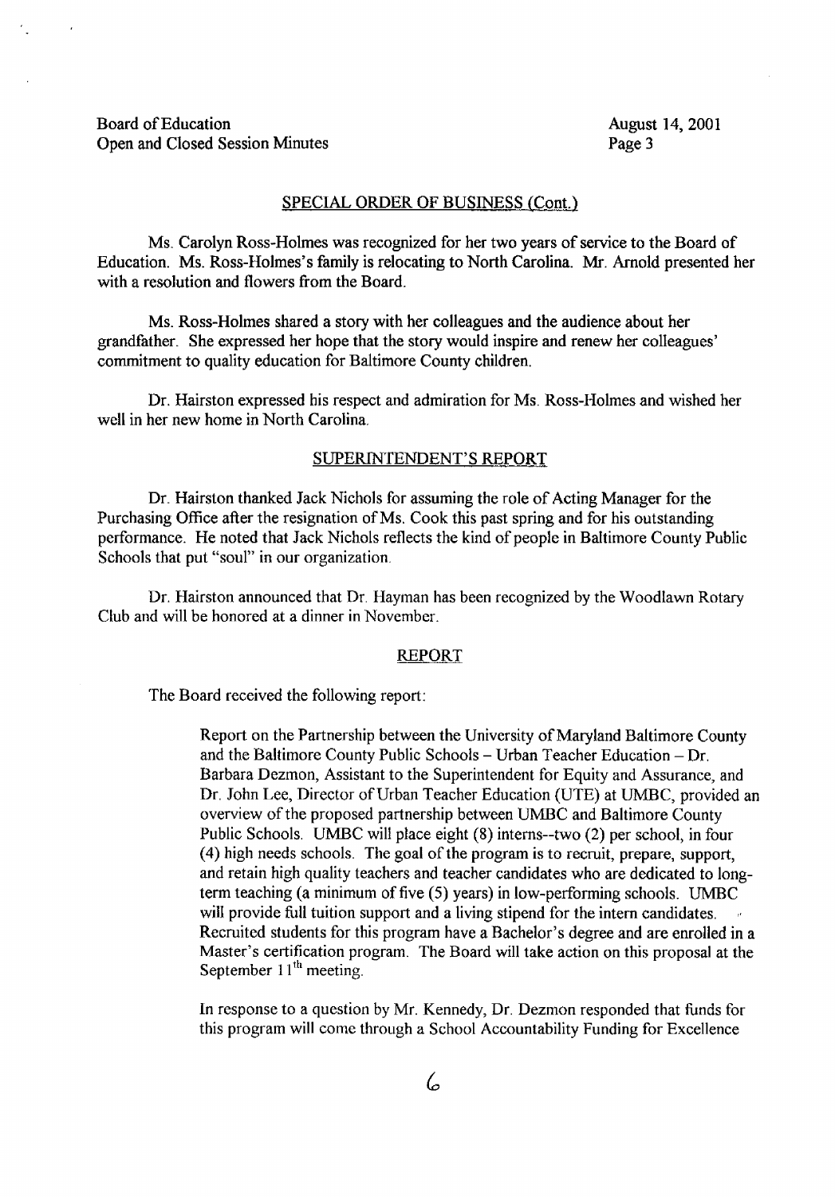## SPECIAL ORDER OF BUSINESS (Cont.)

Ms. Carolyn Ross-Holmes was recognized for her two years of service to the Board of Education. Ms. Ross-Holmes's family is relocating to North Carolina. Mr. Arnold presented her with a resolution and flowers from the Board.

Ms. Ross-Holmes shared a story with her colleagues and the audience about her grandfather. She expressed her hope that the story would inspire and renew her colleagues' commitment to quality education for Baltimore County children.

Dr. Hairston expressed his respect and admiration for Ms. Ross-Holmes and wished her well in her new home in North Carolina.

## SUPERINTENDENT'S REPORT

Dr. Hairston thanked Jack Nichols for assuming the role of Acting Manager for the Purchasing Office after the resignation of Ms. Cook this past spring and for his outstanding performance. He noted that Jack Nichols reflects the kind of people in Baltimore County Public Schools that put "soul" in our organization.

Dr. Hairston announced that Dr. Hayman has been recognized by the Woodlawn Rotary Club and will be honored at a dinner in November.

## REPORT

The Board received the following report:

> Report on the Partnership between the University of Maryland Baltimore County and the Baltimore County Public Schools – Urban Teacher Education – Dr. Barbara Dezmon, Assistant to the Superintendent for Equity and Assurance, and Dr. John Lee, Director of Urban Teacher Education (UTE) at UMBC, provided an overview of the proposed partnership between UMBC and Baltimore County Public Schools. UMBC will place eight (8) interns--two (2) per school, in four (4) high needs schools. The goal of the program is to recruit, prepare, support, and retain high quality teachers and teacher candidates who are dedicated to long-term teaching (a minimum of five (5) years) in low-performing schools. UMBC will provide full tuition support and a living stipend for the intern candidates. Recruited students for this program have a Bachelor's degree and are enrolled in a Master's certification program. The Board will take action on this proposal at the September 11th meeting.
>
> In response to a question by Mr. Kennedy, Dr. Dezmon responded that funds for this program will come through a School Accountability Funding for Excellence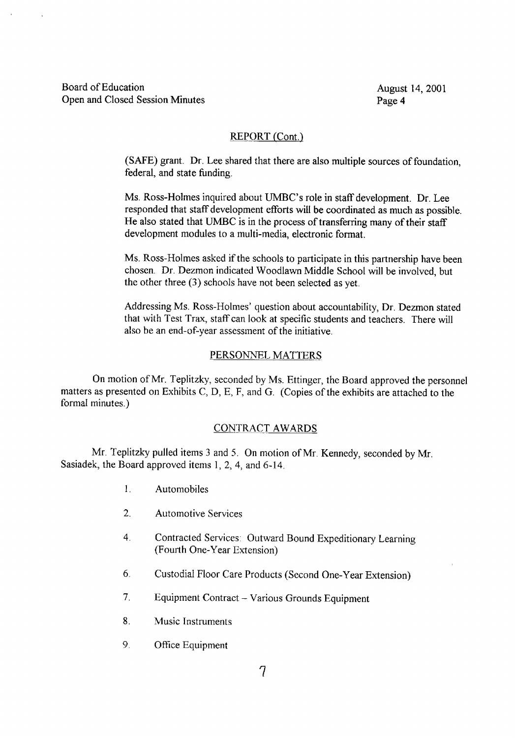## REPORT (Cont.)

(SAFE) grant. Dr. Lee shared that there are also multiple sources of foundation, federal, and state funding.

Ms. Ross-Holmes inquired about UMBC's role in staff development. Dr. Lee responded that staff development efforts will be coordinated as much as possible. He also stated that UMBC is in the process of transferring many of their staff development modules to a multi-media, electronic format.

Ms. Ross-Holmes asked if the schools to participate in this partnership have been chosen. Dr. Dezmon indicated Woodlawn Middle School will be involved, but the other three (3) schools have not been selected as yet.

Addressing Ms. Ross-Holmes' question about accountability, Dr. Dezmon stated that with Test Trax, staff can look at specific students and teachers. There will also be an end-of-year assessment of the initiative.

## PERSONNEL MATTERS

On motion of Mr. Teplitzky, seconded by Ms. Ettinger, the Board approved the personnel matters as presented on Exhibits C, D, E, F, and G. (Copies of the exhibits are attached to the formal minutes.)

## CONTRACT AWARDS

Mr. Teplitzky pulled items 3 and 5. On motion of Mr. Kennedy, seconded by Mr. Sasiadek, the Board approved items 1, 2, 4, and 6-14.

1. Automobiles
2. Automotive Services
4. Contracted Services: Outward Bound Expeditionary Learning (Fourth One-Year Extension)
6. Custodial Floor Care Products (Second One-Year Extension)
7. Equipment Contract – Various Grounds Equipment
8. Music Instruments
9. Office Equipment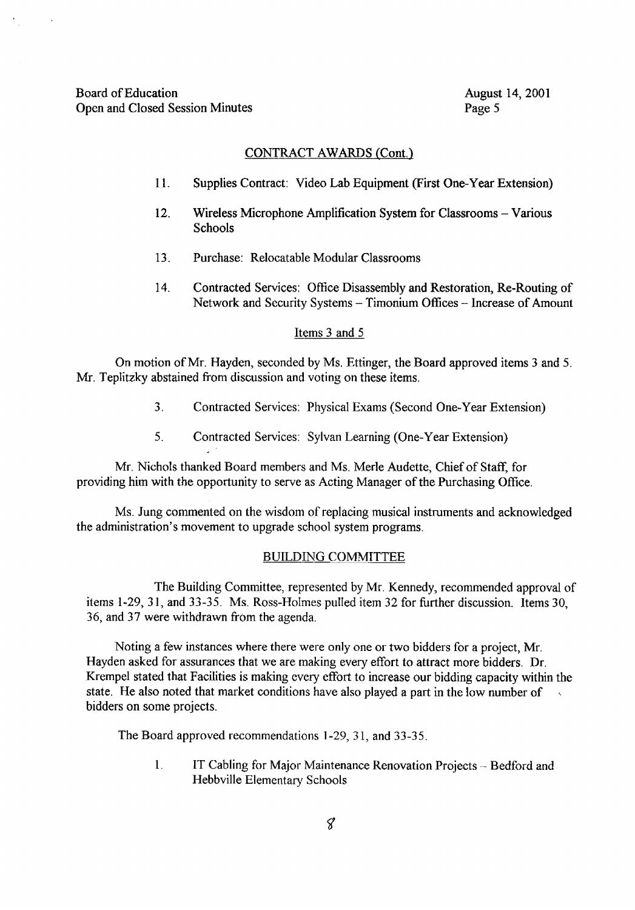## CONTRACT AWARDS (Cont.)

11. Supplies Contract: Video Lab Equipment (First One-Year Extension)

12. Wireless Microphone Amplification System for Classrooms – Various Schools

13. Purchase: Relocatable Modular Classrooms

14. Contracted Services: Office Disassembly and Restoration, Re-Routing of Network and Security Systems – Timonium Offices – Increase of Amount

### Items 3 and 5

On motion of Mr. Hayden, seconded by Ms. Ettinger, the Board approved items 3 and 5. Mr. Teplitzky abstained from discussion and voting on these items.

3. Contracted Services: Physical Exams (Second One-Year Extension)

5. Contracted Services: Sylvan Learning (One-Year Extension)

Mr. Nichols thanked Board members and Ms. Merle Audette, Chief of Staff, for providing him with the opportunity to serve as Acting Manager of the Purchasing Office.

Ms. Jung commented on the wisdom of replacing musical instruments and acknowledged the administration's movement to upgrade school system programs.

## BUILDING COMMITTEE

The Building Committee, represented by Mr. Kennedy, recommended approval of items 1-29, 31, and 33-35. Ms. Ross-Holmes pulled item 32 for further discussion. Items 30, 36, and 37 were withdrawn from the agenda.

Noting a few instances where there were only one or two bidders for a project, Mr. Hayden asked for assurances that we are making every effort to attract more bidders. Dr. Krempel stated that Facilities is making every effort to increase our bidding capacity within the state. He also noted that market conditions have also played a part in the low number of bidders on some projects.

The Board approved recommendations 1-29, 31, and 33-35.

1. IT Cabling for Major Maintenance Renovation Projects – Bedford and Hebbville Elementary Schools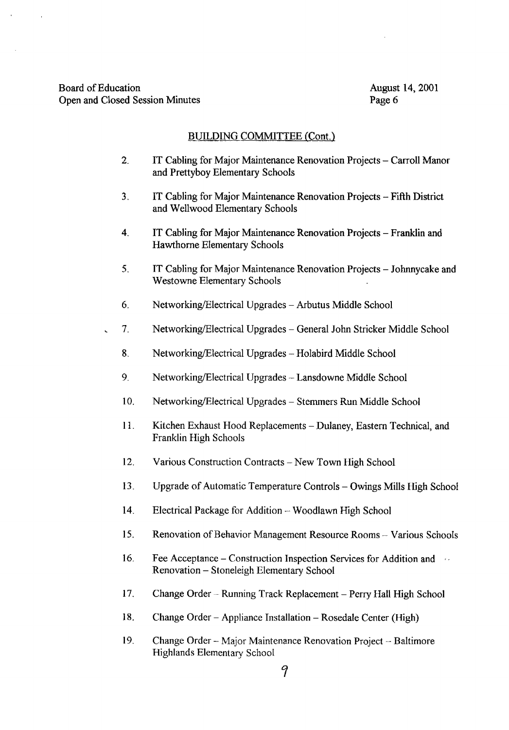## BUILDING COMMITTEE (Cont.)

2. IT Cabling for Major Maintenance Renovation Projects – Carroll Manor and Prettyboy Elementary Schools

3. IT Cabling for Major Maintenance Renovation Projects – Fifth District and Wellwood Elementary Schools

4. IT Cabling for Major Maintenance Renovation Projects – Franklin and Hawthorne Elementary Schools

5. IT Cabling for Major Maintenance Renovation Projects – Johnnycake and Westowne Elementary Schools

6. Networking/Electrical Upgrades – Arbutus Middle School

7. Networking/Electrical Upgrades – General John Stricker Middle School

8. Networking/Electrical Upgrades – Holabird Middle School

9. Networking/Electrical Upgrades – Lansdowne Middle School

10. Networking/Electrical Upgrades – Stemmers Run Middle School

11. Kitchen Exhaust Hood Replacements – Dulaney, Eastern Technical, and Franklin High Schools

12. Various Construction Contracts – New Town High School

13. Upgrade of Automatic Temperature Controls – Owings Mills High School

14. Electrical Package for Addition – Woodlawn High School

15. Renovation of Behavior Management Resource Rooms – Various Schools

16. Fee Acceptance – Construction Inspection Services for Addition and Renovation – Stoneleigh Elementary School

17. Change Order – Running Track Replacement – Perry Hall High School

18. Change Order – Appliance Installation – Rosedale Center (High)

19. Change Order – Major Maintenance Renovation Project – Baltimore Highlands Elementary School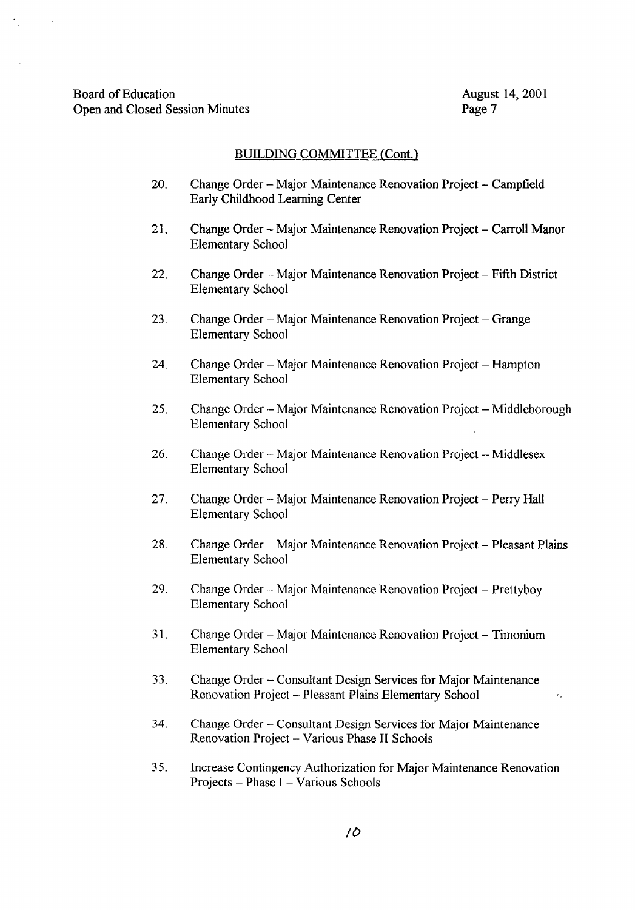## BUILDING COMMITTEE (Cont.)

20. Change Order – Major Maintenance Renovation Project – Campfield Early Childhood Learning Center

21. Change Order – Major Maintenance Renovation Project – Carroll Manor Elementary School

22. Change Order – Major Maintenance Renovation Project – Fifth District Elementary School

23. Change Order – Major Maintenance Renovation Project – Grange Elementary School

24. Change Order – Major Maintenance Renovation Project – Hampton Elementary School

25. Change Order – Major Maintenance Renovation Project – Middleborough Elementary School

26. Change Order – Major Maintenance Renovation Project – Middlesex Elementary School

27. Change Order – Major Maintenance Renovation Project – Perry Hall Elementary School

28. Change Order – Major Maintenance Renovation Project – Pleasant Plains Elementary School

29. Change Order – Major Maintenance Renovation Project – Prettyboy Elementary School

31. Change Order – Major Maintenance Renovation Project – Timonium Elementary School

33. Change Order – Consultant Design Services for Major Maintenance Renovation Project – Pleasant Plains Elementary School

34. Change Order – Consultant Design Services for Major Maintenance Renovation Project – Various Phase II Schools

35. Increase Contingency Authorization for Major Maintenance Renovation Projects – Phase I – Various Schools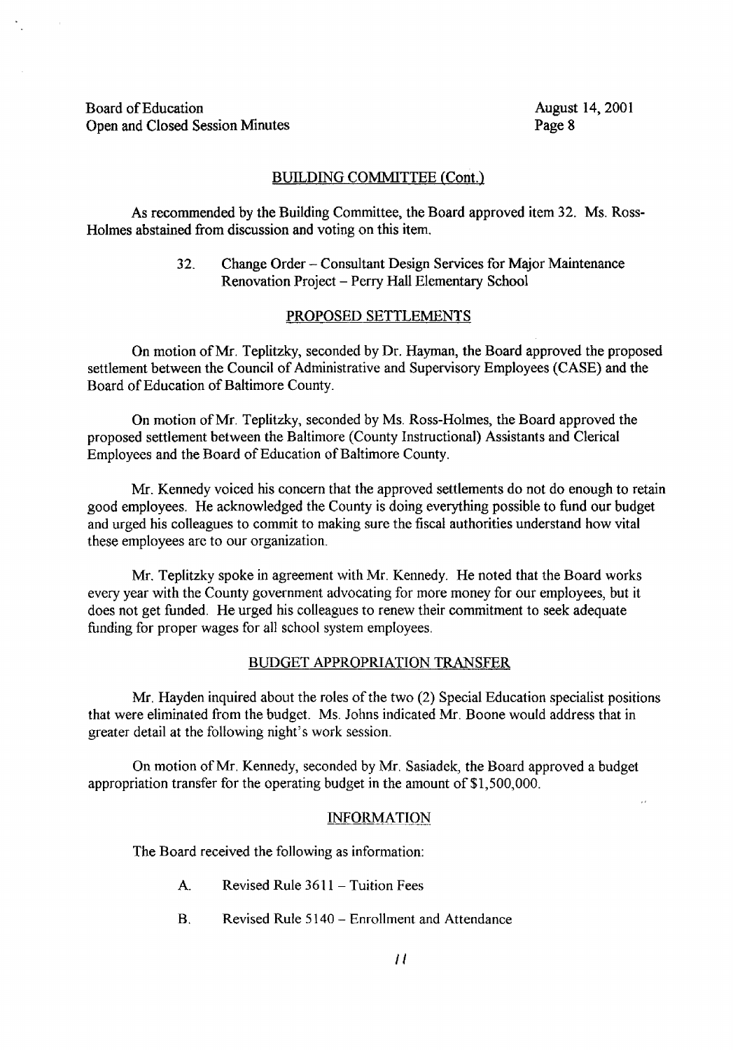## BUILDING COMMITTEE (Cont.)

As recommended by the Building Committee, the Board approved item 32. Ms. Ross-Holmes abstained from discussion and voting on this item.

32. Change Order – Consultant Design Services for Major Maintenance Renovation Project – Perry Hall Elementary School

## PROPOSED SETTLEMENTS

On motion of Mr. Teplitzky, seconded by Dr. Hayman, the Board approved the proposed settlement between the Council of Administrative and Supervisory Employees (CASE) and the Board of Education of Baltimore County.

On motion of Mr. Teplitzky, seconded by Ms. Ross-Holmes, the Board approved the proposed settlement between the Baltimore (County Instructional) Assistants and Clerical Employees and the Board of Education of Baltimore County.

Mr. Kennedy voiced his concern that the approved settlements do not do enough to retain good employees. He acknowledged the County is doing everything possible to fund our budget and urged his colleagues to commit to making sure the fiscal authorities understand how vital these employees are to our organization.

Mr. Teplitzky spoke in agreement with Mr. Kennedy. He noted that the Board works every year with the County government advocating for more money for our employees, but it does not get funded. He urged his colleagues to renew their commitment to seek adequate funding for proper wages for all school system employees.

## BUDGET APPROPRIATION TRANSFER

Mr. Hayden inquired about the roles of the two (2) Special Education specialist positions that were eliminated from the budget. Ms. Johns indicated Mr. Boone would address that in greater detail at the following night's work session.

On motion of Mr. Kennedy, seconded by Mr. Sasiadek, the Board approved a budget appropriation transfer for the operating budget in the amount of $1,500,000.

## INFORMATION

The Board received the following as information:

A. Revised Rule 3611 – Tuition Fees

B. Revised Rule 5140 – Enrollment and Attendance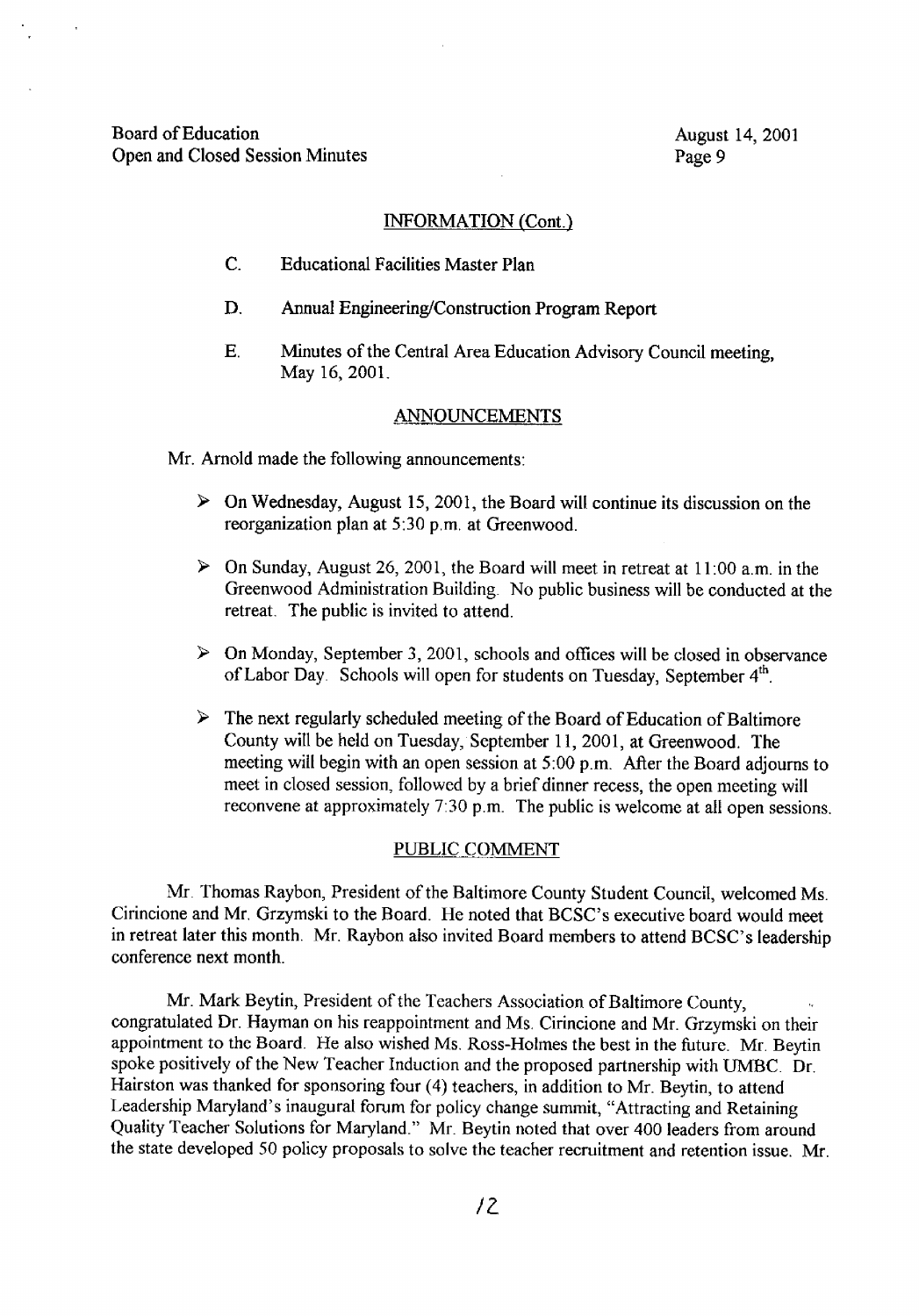## INFORMATION (Cont.)

C. Educational Facilities Master Plan

D. Annual Engineering/Construction Program Report

E. Minutes of the Central Area Education Advisory Council meeting, May 16, 2001.

## ANNOUNCEMENTS

Mr. Arnold made the following announcements:

- On Wednesday, August 15, 2001, the Board will continue its discussion on the reorganization plan at 5:30 p.m. at Greenwood.
- On Sunday, August 26, 2001, the Board will meet in retreat at 11:00 a.m. in the Greenwood Administration Building. No public business will be conducted at the retreat. The public is invited to attend.
- On Monday, September 3, 2001, schools and offices will be closed in observance of Labor Day. Schools will open for students on Tuesday, September 4th.
- The next regularly scheduled meeting of the Board of Education of Baltimore County will be held on Tuesday, September 11, 2001, at Greenwood. The meeting will begin with an open session at 5:00 p.m. After the Board adjourns to meet in closed session, followed by a brief dinner recess, the open meeting will reconvene at approximately 7:30 p.m. The public is welcome at all open sessions.

## PUBLIC COMMENT

Mr. Thomas Raybon, President of the Baltimore County Student Council, welcomed Ms. Cirincione and Mr. Grzymski to the Board. He noted that BCSC's executive board would meet in retreat later this month. Mr. Raybon also invited Board members to attend BCSC's leadership conference next month.

Mr. Mark Beytin, President of the Teachers Association of Baltimore County, congratulated Dr. Hayman on his reappointment and Ms. Cirincione and Mr. Grzymski on their appointment to the Board. He also wished Ms. Ross-Holmes the best in the future. Mr. Beytin spoke positively of the New Teacher Induction and the proposed partnership with UMBC. Dr. Hairston was thanked for sponsoring four (4) teachers, in addition to Mr. Beytin, to attend Leadership Maryland's inaugural forum for policy change summit, "Attracting and Retaining Quality Teacher Solutions for Maryland." Mr. Beytin noted that over 400 leaders from around the state developed 50 policy proposals to solve the teacher recruitment and retention issue. Mr.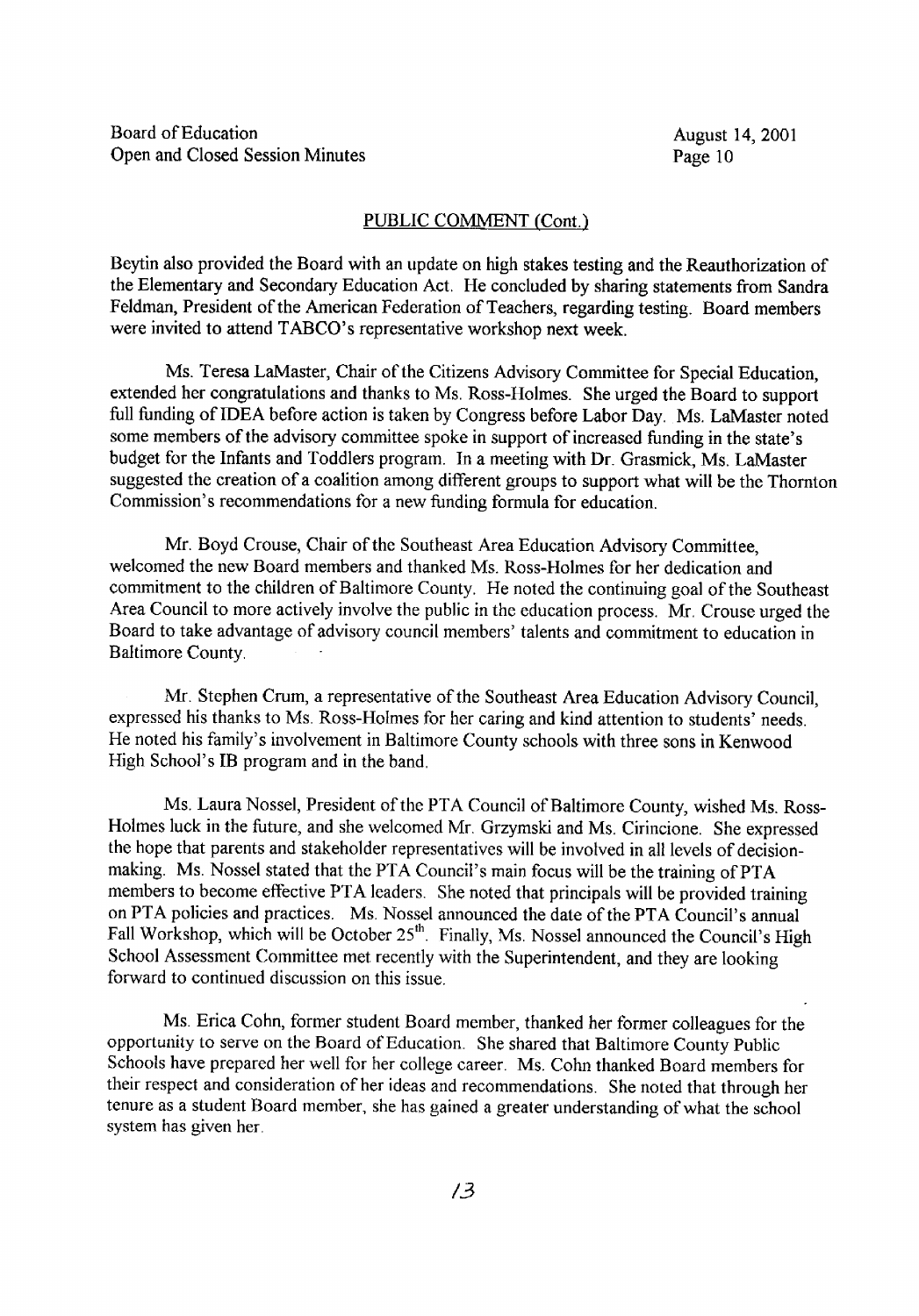## PUBLIC COMMENT (Cont.)

Beytin also provided the Board with an update on high stakes testing and the Reauthorization of the Elementary and Secondary Education Act. He concluded by sharing statements from Sandra Feldman, President of the American Federation of Teachers, regarding testing. Board members were invited to attend TABCO's representative workshop next week.

Ms. Teresa LaMaster, Chair of the Citizens Advisory Committee for Special Education, extended her congratulations and thanks to Ms. Ross-Holmes. She urged the Board to support full funding of IDEA before action is taken by Congress before Labor Day. Ms. LaMaster noted some members of the advisory committee spoke in support of increased funding in the state's budget for the Infants and Toddlers program. In a meeting with Dr. Grasmick, Ms. LaMaster suggested the creation of a coalition among different groups to support what will be the Thornton Commission's recommendations for a new funding formula for education.

Mr. Boyd Crouse, Chair of the Southeast Area Education Advisory Committee, welcomed the new Board members and thanked Ms. Ross-Holmes for her dedication and commitment to the children of Baltimore County. He noted the continuing goal of the Southeast Area Council to more actively involve the public in the education process. Mr. Crouse urged the Board to take advantage of advisory council members' talents and commitment to education in Baltimore County.

Mr. Stephen Crum, a representative of the Southeast Area Education Advisory Council, expressed his thanks to Ms. Ross-Holmes for her caring and kind attention to students' needs. He noted his family's involvement in Baltimore County schools with three sons in Kenwood High School's IB program and in the band.

Ms. Laura Nossel, President of the PTA Council of Baltimore County, wished Ms. Ross-Holmes luck in the future, and she welcomed Mr. Grzymski and Ms. Cirincione. She expressed the hope that parents and stakeholder representatives will be involved in all levels of decision-making. Ms. Nossel stated that the PTA Council's main focus will be the training of PTA members to become effective PTA leaders. She noted that principals will be provided training on PTA policies and practices. Ms. Nossel announced the date of the PTA Council's annual Fall Workshop, which will be October 25th. Finally, Ms. Nossel announced the Council's High School Assessment Committee met recently with the Superintendent, and they are looking forward to continued discussion on this issue.

Ms. Erica Cohn, former student Board member, thanked her former colleagues for the opportunity to serve on the Board of Education. She shared that Baltimore County Public Schools have prepared her well for her college career. Ms. Cohn thanked Board members for their respect and consideration of her ideas and recommendations. She noted that through her tenure as a student Board member, she has gained a greater understanding of what the school system has given her.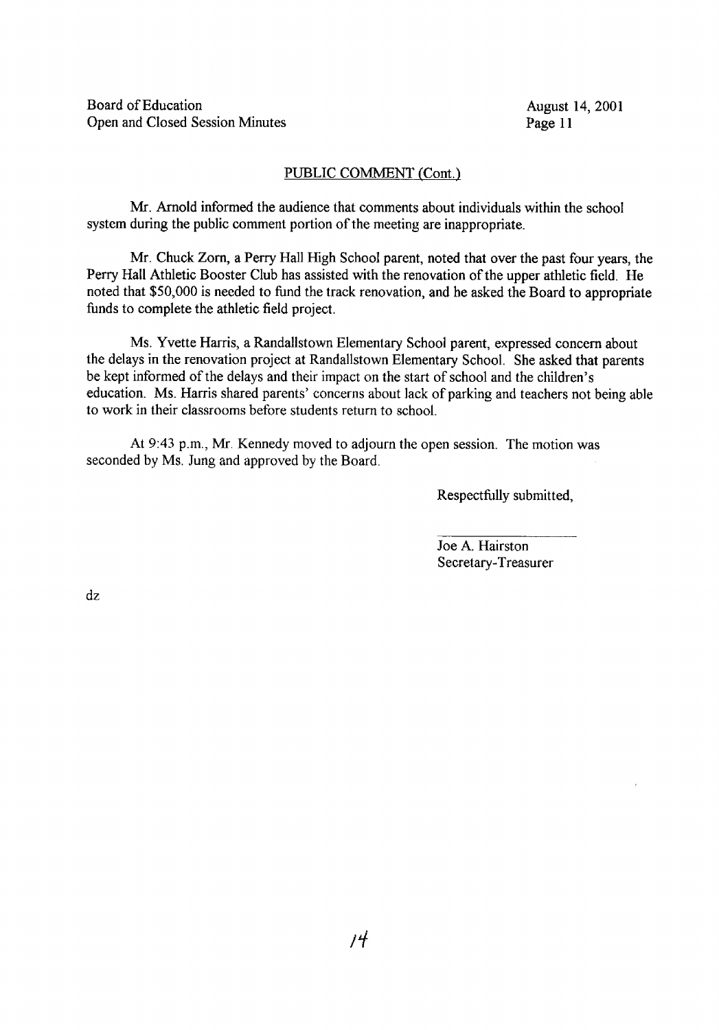## PUBLIC COMMENT (Cont.)

Mr. Arnold informed the audience that comments about individuals within the school system during the public comment portion of the meeting are inappropriate.

Mr. Chuck Zorn, a Perry Hall High School parent, noted that over the past four years, the Perry Hall Athletic Booster Club has assisted with the renovation of the upper athletic field. He noted that $50,000 is needed to fund the track renovation, and he asked the Board to appropriate funds to complete the athletic field project.

Ms. Yvette Harris, a Randallstown Elementary School parent, expressed concern about the delays in the renovation project at Randallstown Elementary School. She asked that parents be kept informed of the delays and their impact on the start of school and the children's education. Ms. Harris shared parents' concerns about lack of parking and teachers not being able to work in their classrooms before students return to school.

At 9:43 p.m., Mr. Kennedy moved to adjourn the open session. The motion was seconded by Ms. Jung and approved by the Board.

Respectfully submitted,

Joe A. Hairston
Secretary-Treasurer

dz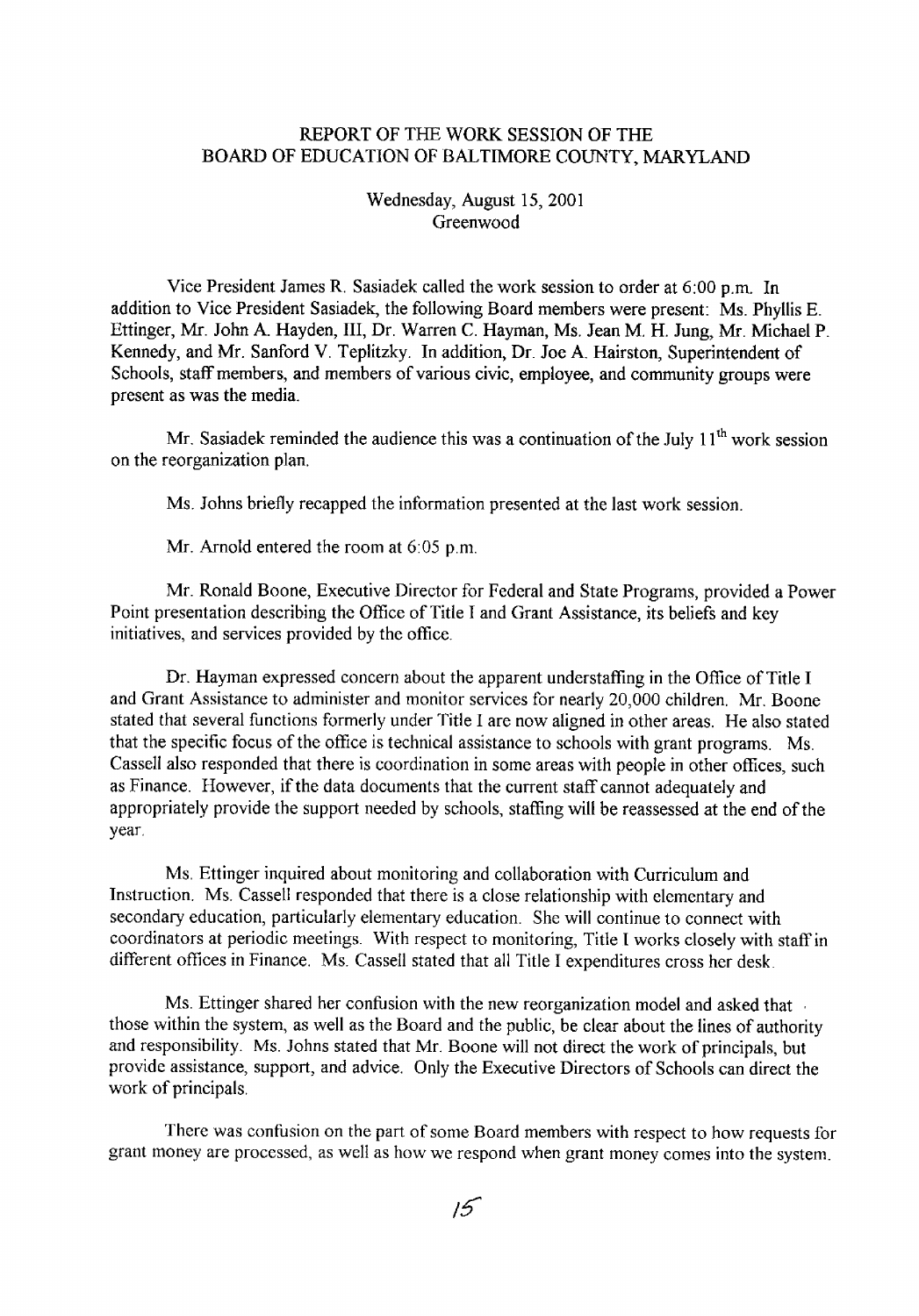# REPORT OF THE WORK SESSION OF THE BOARD OF EDUCATION OF BALTIMORE COUNTY, MARYLAND

Wednesday, August 15, 2001
Greenwood

Vice President James R. Sasiadek called the work session to order at 6:00 p.m. In addition to Vice President Sasiadek, the following Board members were present: Ms. Phyllis E. Ettinger, Mr. John A. Hayden, III, Dr. Warren C. Hayman, Ms. Jean M. H. Jung, Mr. Michael P. Kennedy, and Mr. Sanford V. Teplitzky. In addition, Dr. Joe A. Hairston, Superintendent of Schools, staff members, and members of various civic, employee, and community groups were present as was the media.

Mr. Sasiadek reminded the audience this was a continuation of the July 11th work session on the reorganization plan.

Ms. Johns briefly recapped the information presented at the last work session.

Mr. Arnold entered the room at 6:05 p.m.

Mr. Ronald Boone, Executive Director for Federal and State Programs, provided a Power Point presentation describing the Office of Title I and Grant Assistance, its beliefs and key initiatives, and services provided by the office.

Dr. Hayman expressed concern about the apparent understaffing in the Office of Title I and Grant Assistance to administer and monitor services for nearly 20,000 children. Mr. Boone stated that several functions formerly under Title I are now aligned in other areas. He also stated that the specific focus of the office is technical assistance to schools with grant programs. Ms. Cassell also responded that there is coordination in some areas with people in other offices, such as Finance. However, if the data documents that the current staff cannot adequately and appropriately provide the support needed by schools, staffing will be reassessed at the end of the year.

Ms. Ettinger inquired about monitoring and collaboration with Curriculum and Instruction. Ms. Cassell responded that there is a close relationship with elementary and secondary education, particularly elementary education. She will continue to connect with coordinators at periodic meetings. With respect to monitoring, Title I works closely with staff in different offices in Finance. Ms. Cassell stated that all Title I expenditures cross her desk.

Ms. Ettinger shared her confusion with the new reorganization model and asked that those within the system, as well as the Board and the public, be clear about the lines of authority and responsibility. Ms. Johns stated that Mr. Boone will not direct the work of principals, but provide assistance, support, and advice. Only the Executive Directors of Schools can direct the work of principals.

There was confusion on the part of some Board members with respect to how requests for grant money are processed, as well as how we respond when grant money comes into the system.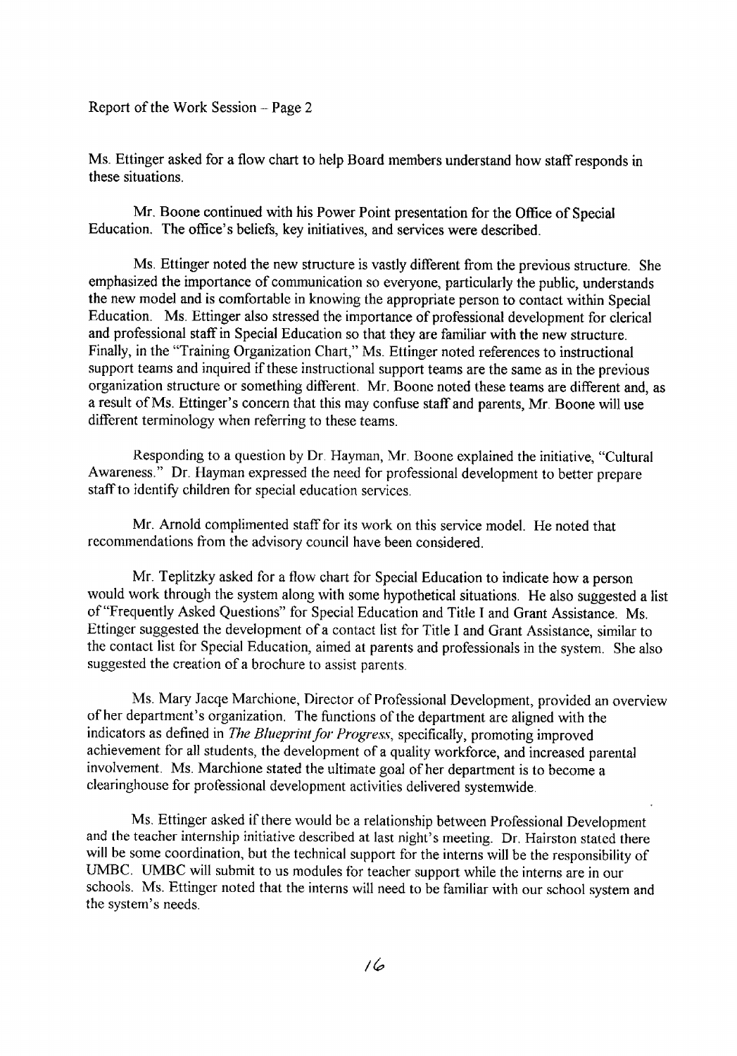Ms. Ettinger asked for a flow chart to help Board members understand how staff responds in these situations.

Mr. Boone continued with his Power Point presentation for the Office of Special Education. The office's beliefs, key initiatives, and services were described.

Ms. Ettinger noted the new structure is vastly different from the previous structure. She emphasized the importance of communication so everyone, particularly the public, understands the new model and is comfortable in knowing the appropriate person to contact within Special Education. Ms. Ettinger also stressed the importance of professional development for clerical and professional staff in Special Education so that they are familiar with the new structure. Finally, in the "Training Organization Chart," Ms. Ettinger noted references to instructional support teams and inquired if these instructional support teams are the same as in the previous organization structure or something different. Mr. Boone noted these teams are different and, as a result of Ms. Ettinger's concern that this may confuse staff and parents, Mr. Boone will use different terminology when referring to these teams.

Responding to a question by Dr. Hayman, Mr. Boone explained the initiative, "Cultural Awareness." Dr. Hayman expressed the need for professional development to better prepare staff to identify children for special education services.

Mr. Arnold complimented staff for its work on this service model. He noted that recommendations from the advisory council have been considered.

Mr. Teplitzky asked for a flow chart for Special Education to indicate how a person would work through the system along with some hypothetical situations. He also suggested a list of "Frequently Asked Questions" for Special Education and Title I and Grant Assistance. Ms. Ettinger suggested the development of a contact list for Title I and Grant Assistance, similar to the contact list for Special Education, aimed at parents and professionals in the system. She also suggested the creation of a brochure to assist parents.

Ms. Mary Jacqe Marchione, Director of Professional Development, provided an overview of her department's organization. The functions of the department are aligned with the indicators as defined in *The Blueprint for Progress*, specifically, promoting improved achievement for all students, the development of a quality workforce, and increased parental involvement. Ms. Marchione stated the ultimate goal of her department is to become a clearinghouse for professional development activities delivered systemwide.

Ms. Ettinger asked if there would be a relationship between Professional Development and the teacher internship initiative described at last night's meeting. Dr. Hairston stated there will be some coordination, but the technical support for the interns will be the responsibility of UMBC. UMBC will submit to us modules for teacher support while the interns are in our schools. Ms. Ettinger noted that the interns will need to be familiar with our school system and the system's needs.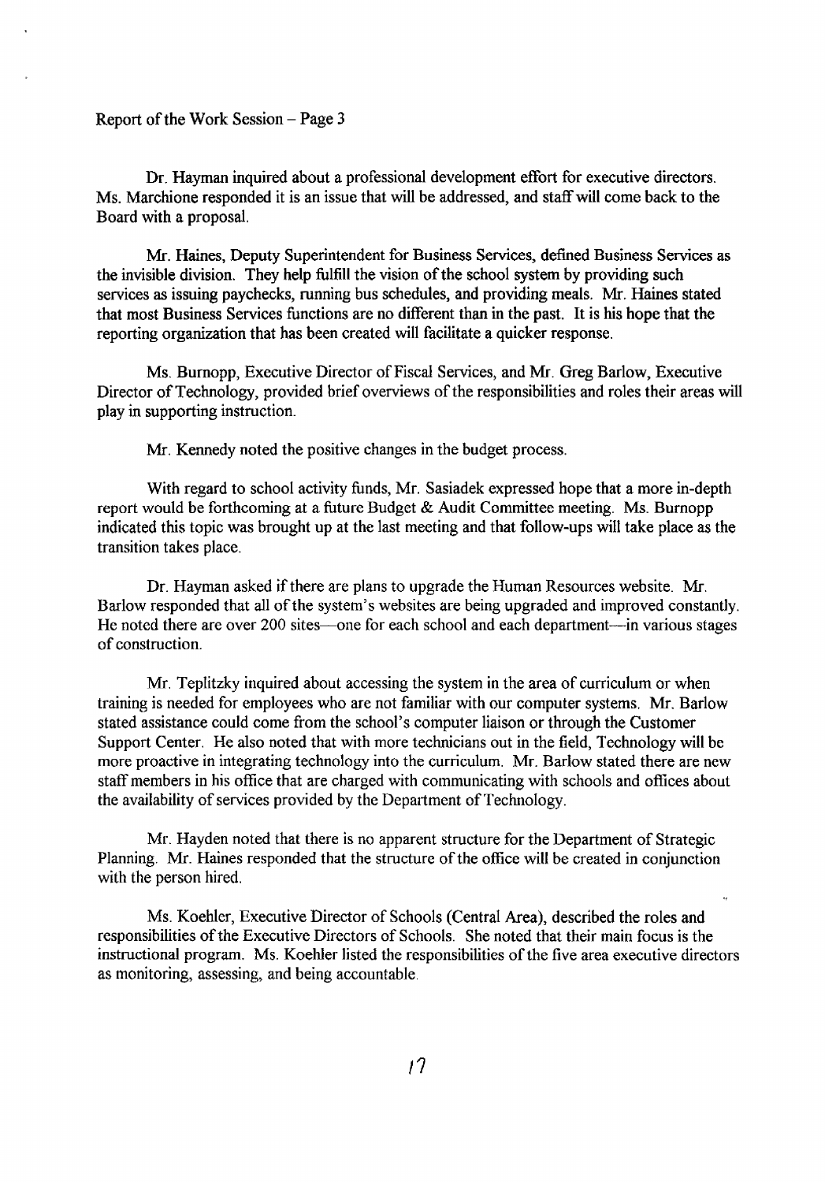Report of the Work Session – Page 3

Dr. Hayman inquired about a professional development effort for executive directors. Ms. Marchione responded it is an issue that will be addressed, and staff will come back to the Board with a proposal.

Mr. Haines, Deputy Superintendent for Business Services, defined Business Services as the invisible division. They help fulfill the vision of the school system by providing such services as issuing paychecks, running bus schedules, and providing meals. Mr. Haines stated that most Business Services functions are no different than in the past. It is his hope that the reporting organization that has been created will facilitate a quicker response.

Ms. Burnopp, Executive Director of Fiscal Services, and Mr. Greg Barlow, Executive Director of Technology, provided brief overviews of the responsibilities and roles their areas will play in supporting instruction.

Mr. Kennedy noted the positive changes in the budget process.

With regard to school activity funds, Mr. Sasiadek expressed hope that a more in-depth report would be forthcoming at a future Budget & Audit Committee meeting. Ms. Burnopp indicated this topic was brought up at the last meeting and that follow-ups will take place as the transition takes place.

Dr. Hayman asked if there are plans to upgrade the Human Resources website. Mr. Barlow responded that all of the system's websites are being upgraded and improved constantly. He noted there are over 200 sites—one for each school and each department—in various stages of construction.

Mr. Teplitzky inquired about accessing the system in the area of curriculum or when training is needed for employees who are not familiar with our computer systems. Mr. Barlow stated assistance could come from the school's computer liaison or through the Customer Support Center. He also noted that with more technicians out in the field, Technology will be more proactive in integrating technology into the curriculum. Mr. Barlow stated there are new staff members in his office that are charged with communicating with schools and offices about the availability of services provided by the Department of Technology.

Mr. Hayden noted that there is no apparent structure for the Department of Strategic Planning. Mr. Haines responded that the structure of the office will be created in conjunction with the person hired.

Ms. Koehler, Executive Director of Schools (Central Area), described the roles and responsibilities of the Executive Directors of Schools. She noted that their main focus is the instructional program. Ms. Koehler listed the responsibilities of the five area executive directors as monitoring, assessing, and being accountable.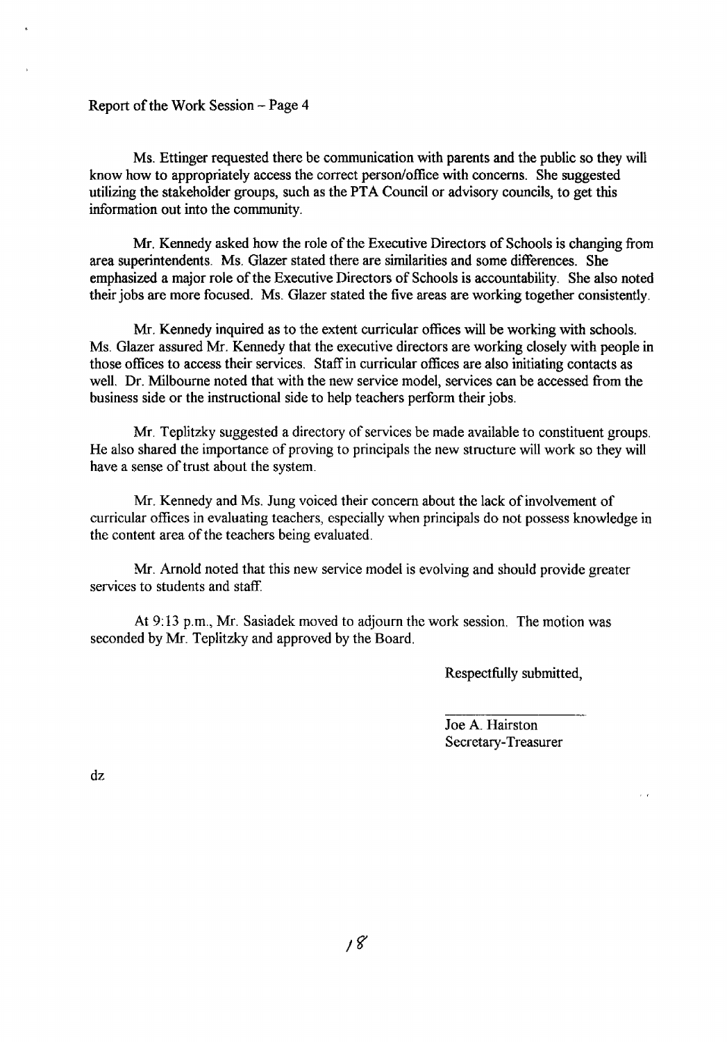Report of the Work Session – Page 4

Ms. Ettinger requested there be communication with parents and the public so they will know how to appropriately access the correct person/office with concerns. She suggested utilizing the stakeholder groups, such as the PTA Council or advisory councils, to get this information out into the community.

Mr. Kennedy asked how the role of the Executive Directors of Schools is changing from area superintendents. Ms. Glazer stated there are similarities and some differences. She emphasized a major role of the Executive Directors of Schools is accountability. She also noted their jobs are more focused. Ms. Glazer stated the five areas are working together consistently.

Mr. Kennedy inquired as to the extent curricular offices will be working with schools. Ms. Glazer assured Mr. Kennedy that the executive directors are working closely with people in those offices to access their services. Staff in curricular offices are also initiating contacts as well. Dr. Milbourne noted that with the new service model, services can be accessed from the business side or the instructional side to help teachers perform their jobs.

Mr. Teplitzky suggested a directory of services be made available to constituent groups. He also shared the importance of proving to principals the new structure will work so they will have a sense of trust about the system.

Mr. Kennedy and Ms. Jung voiced their concern about the lack of involvement of curricular offices in evaluating teachers, especially when principals do not possess knowledge in the content area of the teachers being evaluated.

Mr. Arnold noted that this new service model is evolving and should provide greater services to students and staff.

At 9:13 p.m., Mr. Sasiadek moved to adjourn the work session. The motion was seconded by Mr. Teplitzky and approved by the Board.

Respectfully submitted,

Joe A. Hairston
Secretary-Treasurer

dz